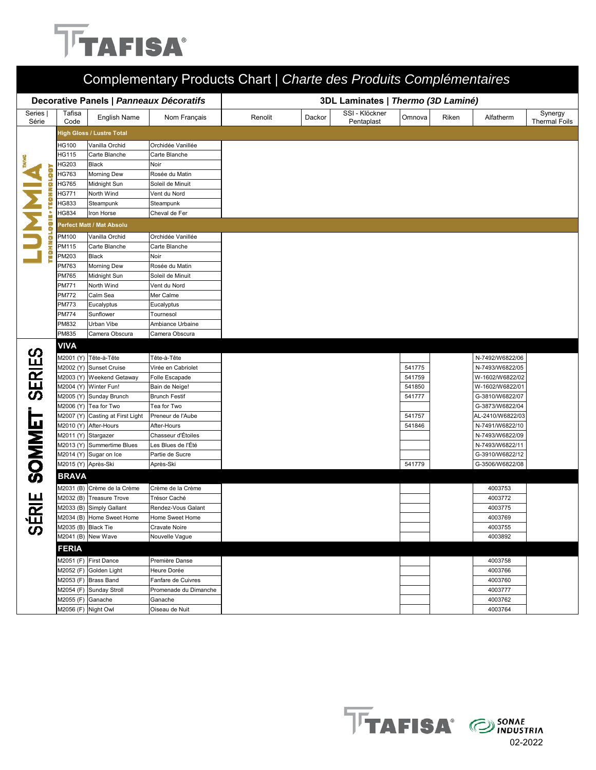# TAFISA

## Complementary Products Chart | *Charte des Produits Complémentaires*

| Decorative Panels \| *Panneaux Décoratifs* | | | | 3DL Laminates \| *Thermo (3D Laminé)* | | | | | | |
|---|---|---|---|---|---|---|---|---|---|---|
| Series \| Série | Tafisa Code | English Name | Nom Français | Renolit | Dackor | SSI - Klöckner Pentaplast | Omnova | Riken | Alfatherm | Synergy Thermal Foils |
| LUMMIA | **High Gloss / Lustre Total** | | | | | | | | | |
| | HG100 | Vanilla Orchid | Orchidée Vanillée | | | | | | | |
| | HG115 | Carte Blanche | Carte Blanche | | | | | | | |
| | HG203 | Black | Noir | | | | | | | |
| | HG763 | Morning Dew | Rosée du Matin | | | | | | | |
| | HG765 | Midnight Sun | Soleil de Minuit | | | | | | | |
| | HG771 | North Wind | Vent du Nord | | | | | | | |
| | HG833 | Steampunk | Steampunk | | | | | | | |
| | HG834 | Iron Horse | Cheval de Fer | | | | | | | |
| | **Perfect Matt / Mat Absolu** | | | | | | | | | |
| | PM100 | Vanilla Orchid | Orchidée Vanillée | | | | | | | |
| | PM115 | Carte Blanche | Carte Blanche | | | | | | | |
| | PM203 | Black | Noir | | | | | | | |
| | PM763 | Morning Dew | Rosée du Matin | | | | | | | |
| | PM765 | Midnight Sun | Soleil de Minuit | | | | | | | |
| | PM771 | North Wind | Vent du Nord | | | | | | | |
| | PM772 | Calm Sea | Mer Calme | | | | | | | |
| | PM773 | Eucalyptus | Eucalyptus | | | | | | | |
| | PM774 | Sunflower | Tournesol | | | | | | | |
| | PM832 | Urban Vibe | Ambiance Urbaine | | | | | | | |
| | PM835 | Camera Obscura | Camera Obscura | | | | | | | |
| SOMMET SERIES / SÉRIE SOMMET | **VIVA** | | | | | | | | | |
| | M2001 (Y) | Tête-à-Tête | Tête-à-Tête | | | | | | N-7492/W6822/06 | |
| | M2002 (Y) | Sunset Cruise | Virée en Cabriolet | | | | 541775 | | N-7493/W6822/05 | |
| | M2003 (Y) | Weekend Getaway | Folle Escapade | | | | 541759 | | W-1602/W6822/02 | |
| | M2004 (Y) | Winter Fun! | Bain de Neige! | | | | 541850 | | W-1602/W6822/01 | |
| | M2005 (Y) | Sunday Brunch | Brunch Festif | | | | 541777 | | G-3810/W6822/07 | |
| | M2006 (Y) | Tea for Two | Tea for Two | | | | | | G-3873/W6822/04 | |
| | M2007 (Y) | Casting at First Light | Preneur de l'Aube | | | | 541757 | | AL-2410/W6822/03 | |
| | M2010 (Y) | After-Hours | After-Hours | | | | 541846 | | N-7491/W6822/10 | |
| | M2011 (Y) | Stargazer | Chasseur d'Étoiles | | | | | | N-7493/W6822/09 | |
| | M2013 (Y) | Summertime Blues | Les Blues de l'Été | | | | | | N-7493/W6822/11 | |
| | M2014 (Y) | Sugar on Ice | Partie de Sucre | | | | | | G-3910/W6822/12 | |
| | M2015 (Y) | Après-Ski | Après-Ski | | | | 541779 | | G-3506/W6822/08 | |
| | **BRAVA** | | | | | | | | | |
| | M2031 (B) | Crème de la Crème | Crème de la Crème | | | | | | 4003753 | |
| | M2032 (B) | Treasure Trove | Trésor Caché | | | | | | 4003772 | |
| | M2033 (B) | Simply Gallant | Rendez-Vous Galant | | | | | | 4003775 | |
| | M2034 (B) | Home Sweet Home | Home Sweet Home | | | | | | 4003769 | |
| | M2035 (B) | Black Tie | Cravate Noire | | | | | | 4003755 | |
| | M2041 (B) | New Wave | Nouvelle Vague | | | | | | 4003892 | |
| | **FERIA** | | | | | | | | | |
| | M2051 (F) | First Dance | Première Danse | | | | | | 4003758 | |
| | M2052 (F) | Golden Light | Heure Dorée | | | | | | 4003766 | |
| | M2053 (F) | Brass Band | Fanfare de Cuivres | | | | | | 4003760 | |
| | M2054 (F) | Sunday Stroll | Promenade du Dimanche | | | | | | 4003777 | |
| | M2055 (F) | Ganache | Ganache | | | | | | 4003762 | |
| | M2056 (F) | Night Owl | Oiseau de Nuit | | | | | | 4003764 | |

TAFISA® SONAE INDUSTRIA

02-2022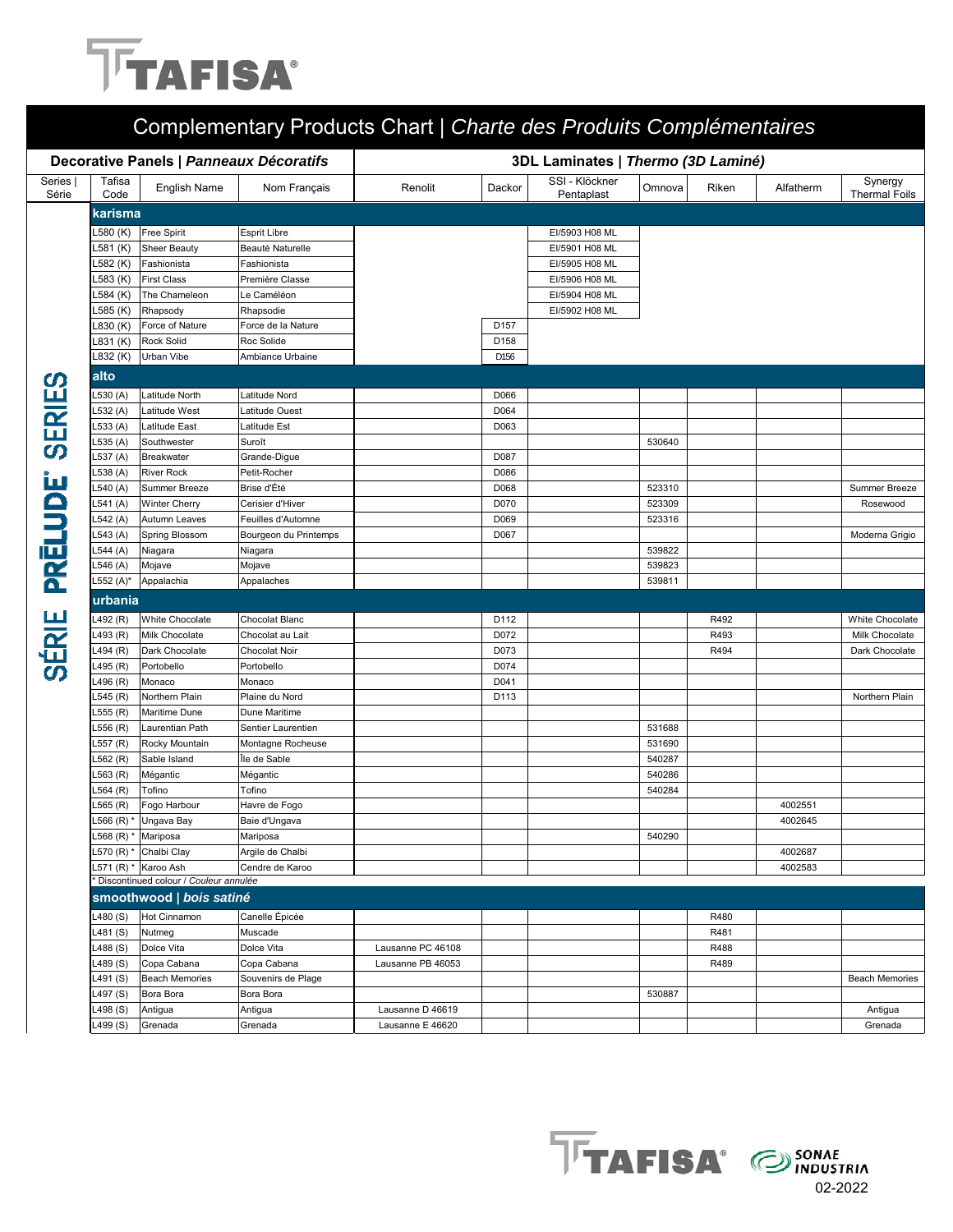# Complementary Products Chart | *Charte des Produits Complémentaires*

| Decorative Panels \| *Panneaux Décoratifs* | | | | 3DL Laminates \| *Thermo (3D Laminé)* | | | | | | |
|---|---|---|---|---|---|---|---|---|---|---|
| Series \| Série | Tafisa Code | English Name | Nom Français | Renolit | Dackor | SSI - Klöckner Pentaplast | Omnova | Riken | Alfatherm | Synergy Thermal Foils |
| SÉRIE PRĒLUDE® SERIES | **karisma** | | | | | | | | | |
| | L580 (K) | Free Spirit | Esprit Libre | | | EI/5903 H08 ML | | | | |
| | L581 (K) | Sheer Beauty | Beauté Naturelle | | | EI/5901 H08 ML | | | | |
| | L582 (K) | Fashionista | Fashionista | | | EI/5905 H08 ML | | | | |
| | L583 (K) | First Class | Première Classe | | | EI/5906 H08 ML | | | | |
| | L584 (K) | The Chameleon | Le Caméléon | | | EI/5904 H08 ML | | | | |
| | L585 (K) | Rhapsody | Rhapsodie | | | EI/5902 H08 ML | | | | |
| | L830 (K) | Force of Nature | Force de la Nature | | D157 | | | | | |
| | L831 (K) | Rock Solid | Roc Solide | | D158 | | | | | |
| | L832 (K) | Urban Vibe | Ambiance Urbaine | | D156 | | | | | |
| | **alto** | | | | | | | | | |
| | L530 (A) | Latitude North | Latitude Nord | | D066 | | | | | |
| | L532 (A) | Latitude West | Latitude Ouest | | D064 | | | | | |
| | L533 (A) | Latitude East | Latitude Est | | D063 | | | | | |
| | L535 (A) | Southwester | Suroît | | | | 530640 | | | |
| | L537 (A) | Breakwater | Grande-Digue | | D087 | | | | | |
| | L538 (A) | River Rock | Petit-Rocher | | D086 | | | | | |
| | L540 (A) | Summer Breeze | Brise d'Été | | D068 | | 523310 | | | Summer Breeze |
| | L541 (A) | Winter Cherry | Cerisier d'Hiver | | D070 | | 523309 | | | Rosewood |
| | L542 (A) | Autumn Leaves | Feuilles d'Automne | | D069 | | 523316 | | | |
| | L543 (A) | Spring Blossom | Bourgeon du Printemps | | D067 | | | | | Moderna Grigio |
| | L544 (A) | Niagara | Niagara | | | | 539822 | | | |
| | L546 (A) | Mojave | Mojave | | | | 539823 | | | |
| | L552 (A)* | Appalachia | Appalaches | | | | 539811 | | | |
| | **urbania** | | | | | | | | | |
| | L492 (R) | White Chocolate | Chocolat Blanc | | D112 | | | R492 | | White Chocolate |
| | L493 (R) | Milk Chocolate | Chocolat au Lait | | D072 | | | R493 | | Milk Chocolate |
| | L494 (R) | Dark Chocolate | Chocolat Noir | | D073 | | | R494 | | Dark Chocolate |
| | L495 (R) | Portobello | Portobello | | D074 | | | | | |
| | L496 (R) | Monaco | Monaco | | D041 | | | | | |
| | L545 (R) | Northern Plain | Plaine du Nord | | D113 | | | | | Northern Plain |
| | L555 (R) | Maritime Dune | Dune Maritime | | | | | | | |
| | L556 (R) | Laurentian Path | Sentier Laurentien | | | | 531688 | | | |
| | L557 (R) | Rocky Mountain | Montagne Rocheuse | | | | 531690 | | | |
| | L562 (R) | Sable Island | Île de Sable | | | | 540287 | | | |
| | L563 (R) | Mégantic | Mégantic | | | | 540286 | | | |
| | L564 (R) | Tofino | Tofino | | | | 540284 | | | |
| | L565 (R) | Fogo Harbour | Havre de Fogo | | | | | | 4002551 | |
| | L566 (R) * | Ungava Bay | Baie d'Ungava | | | | | | 4002645 | |
| | L568 (R) * | Mariposa | Mariposa | | | | 540290 | | | |
| | L570 (R) * | Chalbi Clay | Argile de Chalbi | | | | | | 4002687 | |
| | L571 (R) * | Karoo Ash | Cendre de Karoo | | | | | | 4002583 | |
| | * Discontinued colour / *Couleur annulée* | | | | | | | | | |
| | **smoothwood \| *bois satiné*** | | | | | | | | | |
| | L480 (S) | Hot Cinnamon | Canelle Épicée | | | | | R480 | | |
| | L481 (S) | Nutmeg | Muscade | | | | | R481 | | |
| | L488 (S) | Dolce Vita | Dolce Vita | Lausanne PC 46108 | | | | R488 | | |
| | L489 (S) | Copa Cabana | Copa Cabana | Lausanne PB 46053 | | | | R489 | | |
| | L491 (S) | Beach Memories | Souvenirs de Plage | | | | | | | Beach Memories |
| | L497 (S) | Bora Bora | Bora Bora | | | | 530887 | | | |
| | L498 (S) | Antigua | Antigua | Lausanne D 46619 | | | | | | Antigua |
| | L499 (S) | Grenada | Grenada | Lausanne E 46620 | | | | | | Grenada |

02-2022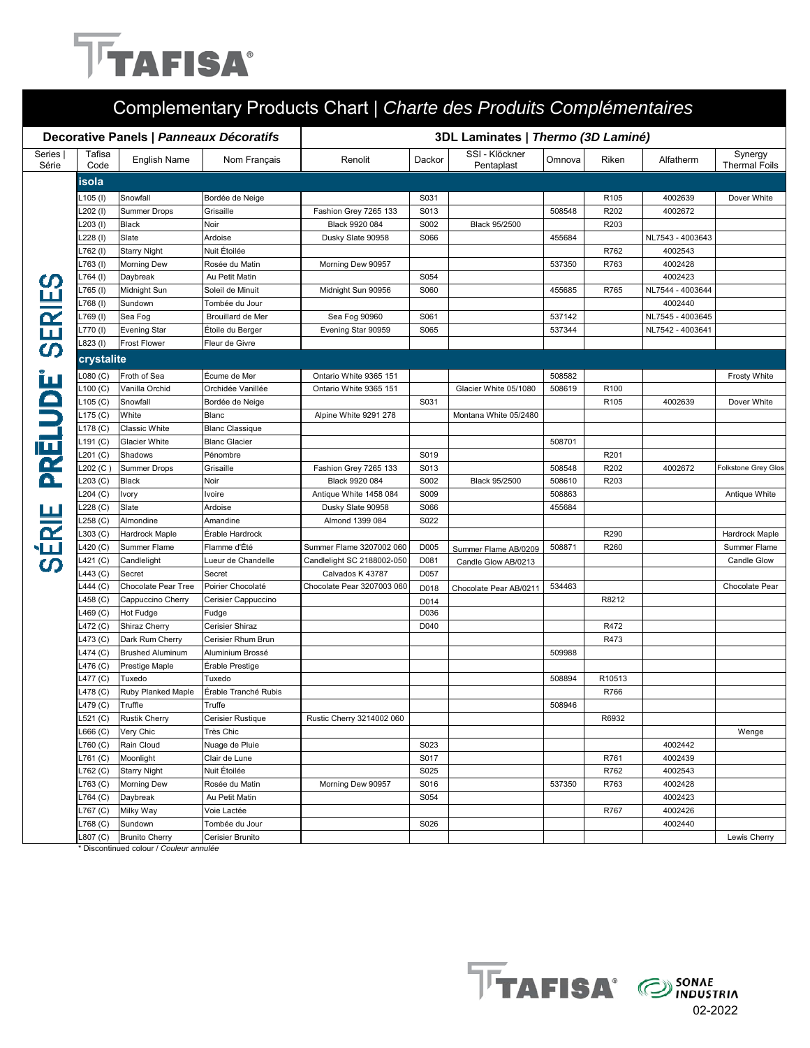# Complementary Products Chart | *Charte des Produits Complémentaires*

| Decorative Panels \| *Panneaux Décoratifs* | | | | 3DL Laminates \| *Thermo (3D Laminé)* | | | | | | |
|---|---|---|---|---|---|---|---|---|---|---|
| Series \| Série | Tafisa Code | English Name | Nom Français | Renolit | Dackor | SSI - Klöckner Pentaplast | Omnova | Riken | Alfatherm | Synergy Thermal Foils |
| SÉRIE PRĒLUDE® SERIES | **isola** | | | | | | | | | |
| | L105 (I) | Snowfall | Bordée de Neige | | S031 | | | R105 | 4002639 | Dover White |
| | L202 (I) | Summer Drops | Grisaille | Fashion Grey 7265 133 | S013 | | 508548 | R202 | 4002672 | |
| | L203 (I) | Black | Noir | Black 9920 084 | S002 | Black 95/2500 | | R203 | | |
| | L228 (I) | Slate | Ardoise | Dusky Slate 90958 | S066 | | 455684 | | NL7543 - 4003643 | |
| | L762 (I) | Starry Night | Nuit Étoilée | | | | | R762 | 4002543 | |
| | L763 (I) | Morning Dew | Rosée du Matin | Morning Dew 90957 | | | 537350 | R763 | 4002428 | |
| | L764 (I) | Daybreak | Au Petit Matin | | S054 | | | | 4002423 | |
| | L765 (I) | Midnight Sun | Soleil de Minuit | Midnight Sun 90956 | S060 | | 455685 | R765 | NL7544 - 4003644 | |
| | L768 (I) | Sundown | Tombée du Jour | | | | | | 4002440 | |
| | L769 (I) | Sea Fog | Brouillard de Mer | Sea Fog 90960 | S061 | | 537142 | | NL7545 - 4003645 | |
| | L770 (I) | Evening Star | Étoile du Berger | Evening Star 90959 | S065 | | 537344 | | NL7542 - 4003641 | |
| | L823 (I) | Frost Flower | Fleur de Givre | | | | | | | |
| | **crystalite** | | | | | | | | | |
| | L080 (C) | Froth of Sea | Écume de Mer | Ontario White 9365 151 | | | 508582 | | | Frosty White |
| | L100 (C) | Vanilla Orchid | Orchidée Vanillée | Ontario White 9365 151 | | Glacier White 05/1080 | 508619 | R100 | | |
| | L105 (C) | Snowfall | Bordée de Neige | | S031 | | | R105 | 4002639 | Dover White |
| | L175 (C) | White | Blanc | Alpine White 9291 278 | | Montana White 05/2480 | | | | |
| | L178 (C) | Classic White | Blanc Classique | | | | | | | |
| | L191 (C) | Glacier White | Blanc Glacier | | | | 508701 | | | |
| | L201 (C) | Shadows | Pénombre | | S019 | | | R201 | | |
| | L202 (C ) | Summer Drops | Grisaille | Fashion Grey 7265 133 | S013 | | 508548 | R202 | 4002672 | Folkstone Grey Glos |
| | L203 (C) | Black | Noir | Black 9920 084 | S002 | Black 95/2500 | 508610 | R203 | | |
| | L204 (C) | Ivory | Ivoire | Antique White 1458 084 | S009 | | 508863 | | | Antique White |
| | L228 (C) | Slate | Ardoise | Dusky Slate 90958 | S066 | | 455684 | | | |
| | L258 (C) | Almondine | Amandine | Almond 1399 084 | S022 | | | | | |
| | L303 (C) | Hardrock Maple | Érable Hardrock | | | | | R290 | | Hardrock Maple |
| | L420 (C) | Summer Flame | Flamme d'Été | Summer Flame 3207002 060 | D005 | Summer Flame AB/0209 | 508871 | R260 | | Summer Flame |
| | L421 (C) | Candlelight | Lueur de Chandelle | Candlelight SC 2188002-050 | D081 | Candle Glow AB/0213 | | | | Candle Glow |
| | L443 (C) | Secret | Secret | Calvados K 43787 | D057 | | | | | |
| | L444 (C) | Chocolate Pear Tree | Poirier Chocolaté | Chocolate Pear 3207003 060 | D018 | Chocolate Pear AB/0211 | 534463 | | | Chocolate Pear |
| | L458 (C) | Cappuccino Cherry | Cerisier Cappuccino | | D014 | | | R8212 | | |
| | L469 (C) | Hot Fudge | Fudge | | D036 | | | | | |
| | L472 (C) | Shiraz Cherry | Cerisier Shiraz | | D040 | | | R472 | | |
| | L473 (C) | Dark Rum Cherry | Cerisier Rhum Brun | | | | | R473 | | |
| | L474 (C) | Brushed Aluminum | Aluminium Brossé | | | | 509988 | | | |
| | L476 (C) | Prestige Maple | Érable Prestige | | | | | | | |
| | L477 (C) | Tuxedo | Tuxedo | | | | 508894 | R10513 | | |
| | L478 (C) | Ruby Planked Maple | Érable Tranché Rubis | | | | | R766 | | |
| | L479 (C) | Truffle | Truffe | | | | 508946 | | | |
| | L521 (C) | Rustik Cherry | Cerisier Rustique | Rustic Cherry 3214002 060 | | | | R6932 | | |
| | L666 (C) | Very Chic | Très Chic | | | | | | | Wenge |
| | L760 (C) | Rain Cloud | Nuage de Pluie | | S023 | | | | 4002442 | |
| | L761 (C) | Moonlight | Clair de Lune | | S017 | | | R761 | 4002439 | |
| | L762 (C) | Starry Night | Nuit Étoilée | | S025 | | | R762 | 4002543 | |
| | L763 (C) | Morning Dew | Rosée du Matin | Morning Dew 90957 | S016 | | 537350 | R763 | 4002428 | |
| | L764 (C) | Daybreak | Au Petit Matin | | S054 | | | | 4002423 | |
| | L767 (C) | Milky Way | Voie Lactée | | | | | R767 | 4002426 | |
| | L768 (C) | Sundown | Tombée du Jour | | S026 | | | | 4002440 | |
| | L807 (C) | Brunito Cherry | Cerisier Brunito | | | | | | | Lewis Cherry |

\* Discontinued colour / *Couleur annulée*

02-2022